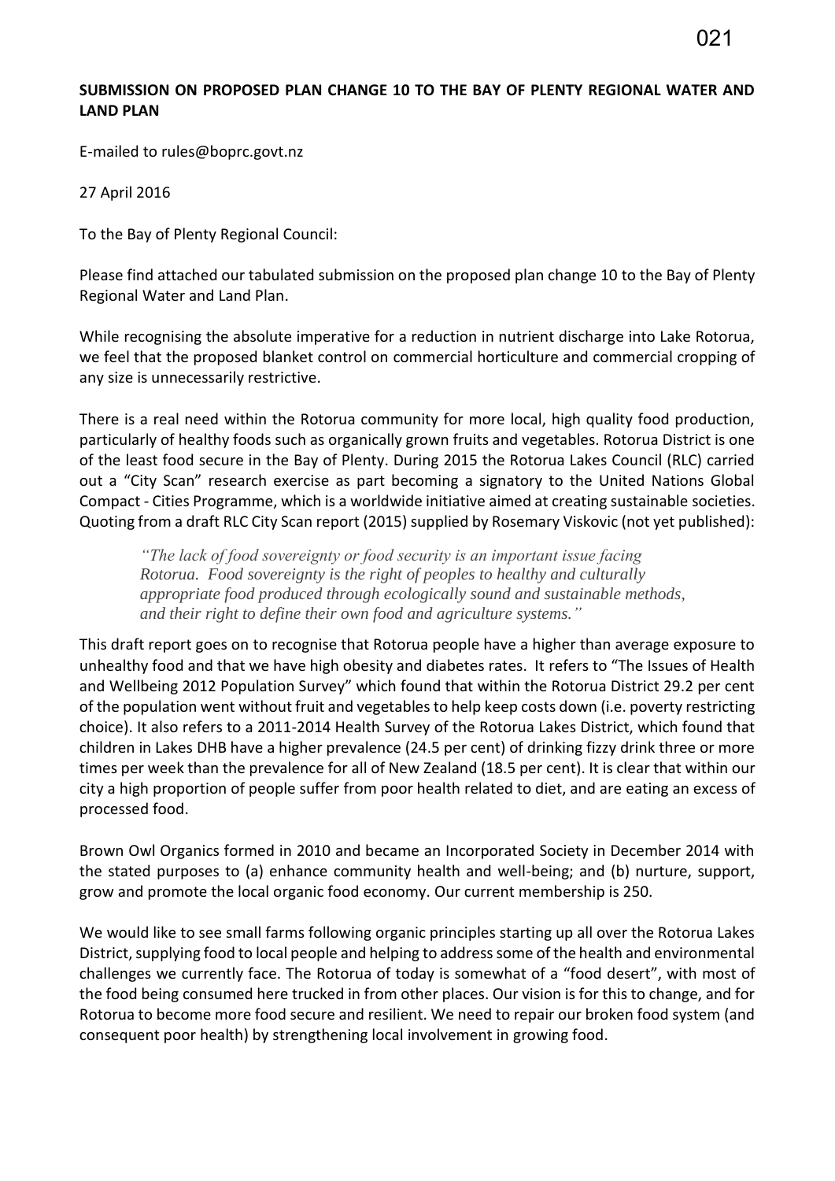021

**SUBMISSION ON PROPOSED PLAN CHANGE 10 TO THE BAY OF PLENTY REGIONAL WATER AND LAND PLAN**

E-mailed to rules@boprc.govt.nz

27 April 2016

To the Bay of Plenty Regional Council:

Please find attached our tabulated submission on the proposed plan change 10 to the Bay of Plenty Regional Water and Land Plan.

While recognising the absolute imperative for a reduction in nutrient discharge into Lake Rotorua, we feel that the proposed blanket control on commercial horticulture and commercial cropping of any size is unnecessarily restrictive.

There is a real need within the Rotorua community for more local, high quality food production, particularly of healthy foods such as organically grown fruits and vegetables. Rotorua District is one of the least food secure in the Bay of Plenty. During 2015 the Rotorua Lakes Council (RLC) carried out a "City Scan" research exercise as part becoming a signatory to the United Nations Global Compact - Cities Programme, which is a worldwide initiative aimed at creating sustainable societies. Quoting from a draft RLC City Scan report (2015) supplied by Rosemary Viskovic (not yet published):

> *"The lack of food sovereignty or food security is an important issue facing Rotorua. Food sovereignty is the right of peoples to healthy and culturally appropriate food produced through ecologically sound and sustainable methods, and their right to define their own food and agriculture systems."*

This draft report goes on to recognise that Rotorua people have a higher than average exposure to unhealthy food and that we have high obesity and diabetes rates. It refers to "The Issues of Health and Wellbeing 2012 Population Survey" which found that within the Rotorua District 29.2 per cent of the population went without fruit and vegetables to help keep costs down (i.e. poverty restricting choice). It also refers to a 2011-2014 Health Survey of the Rotorua Lakes District, which found that children in Lakes DHB have a higher prevalence (24.5 per cent) of drinking fizzy drink three or more times per week than the prevalence for all of New Zealand (18.5 per cent). It is clear that within our city a high proportion of people suffer from poor health related to diet, and are eating an excess of processed food.

Brown Owl Organics formed in 2010 and became an Incorporated Society in December 2014 with the stated purposes to (a) enhance community health and well-being; and (b) nurture, support, grow and promote the local organic food economy. Our current membership is 250.

We would like to see small farms following organic principles starting up all over the Rotorua Lakes District, supplying food to local people and helping to address some of the health and environmental challenges we currently face. The Rotorua of today is somewhat of a "food desert", with most of the food being consumed here trucked in from other places. Our vision is for this to change, and for Rotorua to become more food secure and resilient. We need to repair our broken food system (and consequent poor health) by strengthening local involvement in growing food.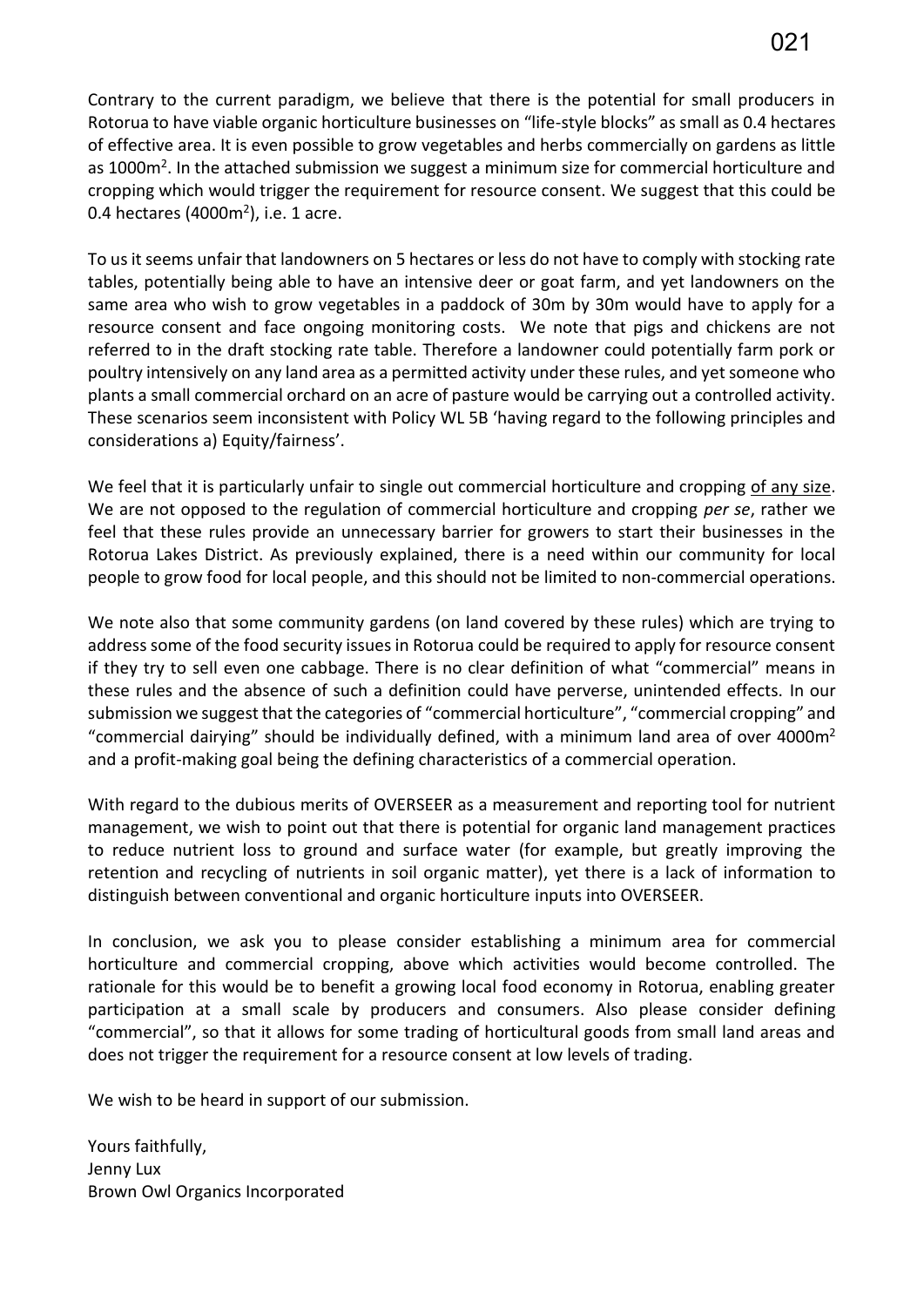Contrary to the current paradigm, we believe that there is the potential for small producers in Rotorua to have viable organic horticulture businesses on "life-style blocks" as small as 0.4 hectares of effective area. It is even possible to grow vegetables and herbs commercially on gardens as little as 1000m$^2$. In the attached submission we suggest a minimum size for commercial horticulture and cropping which would trigger the requirement for resource consent. We suggest that this could be 0.4 hectares (4000m$^2$), i.e. 1 acre.

To us it seems unfair that landowners on 5 hectares or less do not have to comply with stocking rate tables, potentially being able to have an intensive deer or goat farm, and yet landowners on the same area who wish to grow vegetables in a paddock of 30m by 30m would have to apply for a resource consent and face ongoing monitoring costs. We note that pigs and chickens are not referred to in the draft stocking rate table. Therefore a landowner could potentially farm pork or poultry intensively on any land area as a permitted activity under these rules, and yet someone who plants a small commercial orchard on an acre of pasture would be carrying out a controlled activity. These scenarios seem inconsistent with Policy WL 5B 'having regard to the following principles and considerations a) Equity/fairness'.

We feel that it is particularly unfair to single out commercial horticulture and cropping <u>of any size</u>. We are not opposed to the regulation of commercial horticulture and cropping *per se*, rather we feel that these rules provide an unnecessary barrier for growers to start their businesses in the Rotorua Lakes District. As previously explained, there is a need within our community for local people to grow food for local people, and this should not be limited to non-commercial operations.

We note also that some community gardens (on land covered by these rules) which are trying to address some of the food security issues in Rotorua could be required to apply for resource consent if they try to sell even one cabbage. There is no clear definition of what "commercial" means in these rules and the absence of such a definition could have perverse, unintended effects. In our submission we suggest that the categories of "commercial horticulture", "commercial cropping" and "commercial dairying" should be individually defined, with a minimum land area of over 4000m$^2$ and a profit-making goal being the defining characteristics of a commercial operation.

With regard to the dubious merits of OVERSEER as a measurement and reporting tool for nutrient management, we wish to point out that there is potential for organic land management practices to reduce nutrient loss to ground and surface water (for example, but greatly improving the retention and recycling of nutrients in soil organic matter), yet there is a lack of information to distinguish between conventional and organic horticulture inputs into OVERSEER.

In conclusion, we ask you to please consider establishing a minimum area for commercial horticulture and commercial cropping, above which activities would become controlled. The rationale for this would be to benefit a growing local food economy in Rotorua, enabling greater participation at a small scale by producers and consumers. Also please consider defining "commercial", so that it allows for some trading of horticultural goods from small land areas and does not trigger the requirement for a resource consent at low levels of trading.

We wish to be heard in support of our submission.

Yours faithfully,
Jenny Lux
Brown Owl Organics Incorporated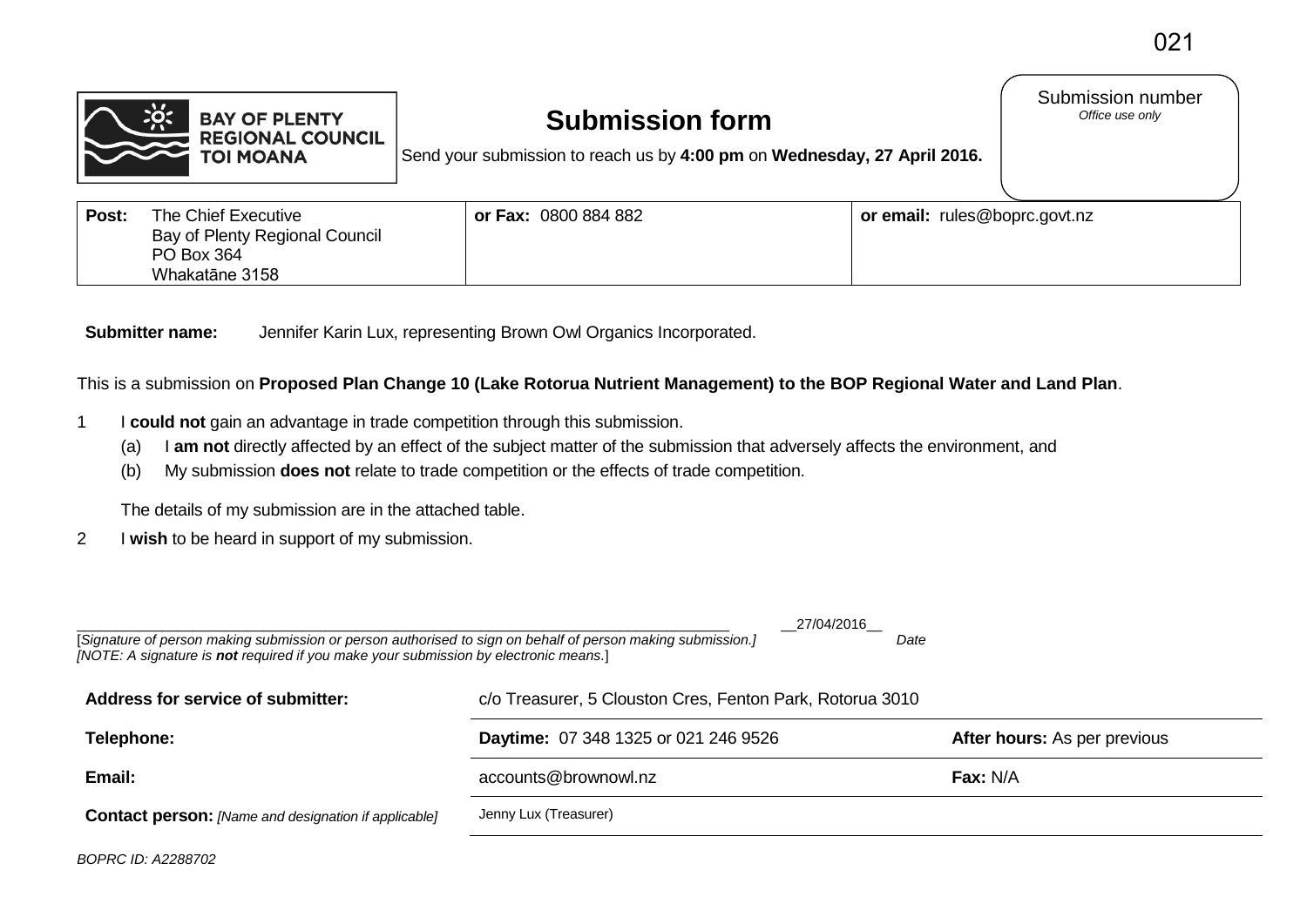Submission number
*Office use only*

# Submission form

Send your submission to reach us by **4:00 pm** on **Wednesday, 27 April 2016.**

| **Post:** The Chief Executive<br>Bay of Plenty Regional Council<br>PO Box 364<br>Whakatāne 3158 | **or Fax:** 0800 884 882 | **or email:** rules@boprc.govt.nz |
|---|---|---|

**Submitter name:** Jennifer Karin Lux, representing Brown Owl Organics Incorporated.

This is a submission on **Proposed Plan Change 10 (Lake Rotorua Nutrient Management) to the BOP Regional Water and Land Plan**.

1. I **could not** gain an advantage in trade competition through this submission.
   - (a) I **am not** directly affected by an effect of the subject matter of the submission that adversely affects the environment, and
   - (b) My submission **does not** relate to trade competition or the effects of trade competition.

   The details of my submission are in the attached table.

2. I **wish** to be heard in support of my submission.

_______________________________________________ __27/04/2016__

[*Signature of person making submission or person authorised to sign on behalf of person making submission.]* *Date*

*[NOTE: A signature is **not** required if you make your submission by electronic means.*]

| | | |
|---|---|---|
| **Address for service of submitter:** | c/o Treasurer, 5 Clouston Cres, Fenton Park, Rotorua 3010 | |
| **Telephone:** | **Daytime:** 07 348 1325 or 021 246 9526 | **After hours:** As per previous |
| **Email:** | accounts@brownowl.nz | **Fax:** N/A |
| **Contact person:** *[Name and designation if applicable]* | Jenny Lux (Treasurer) | |

*BOPRC ID: A2288702*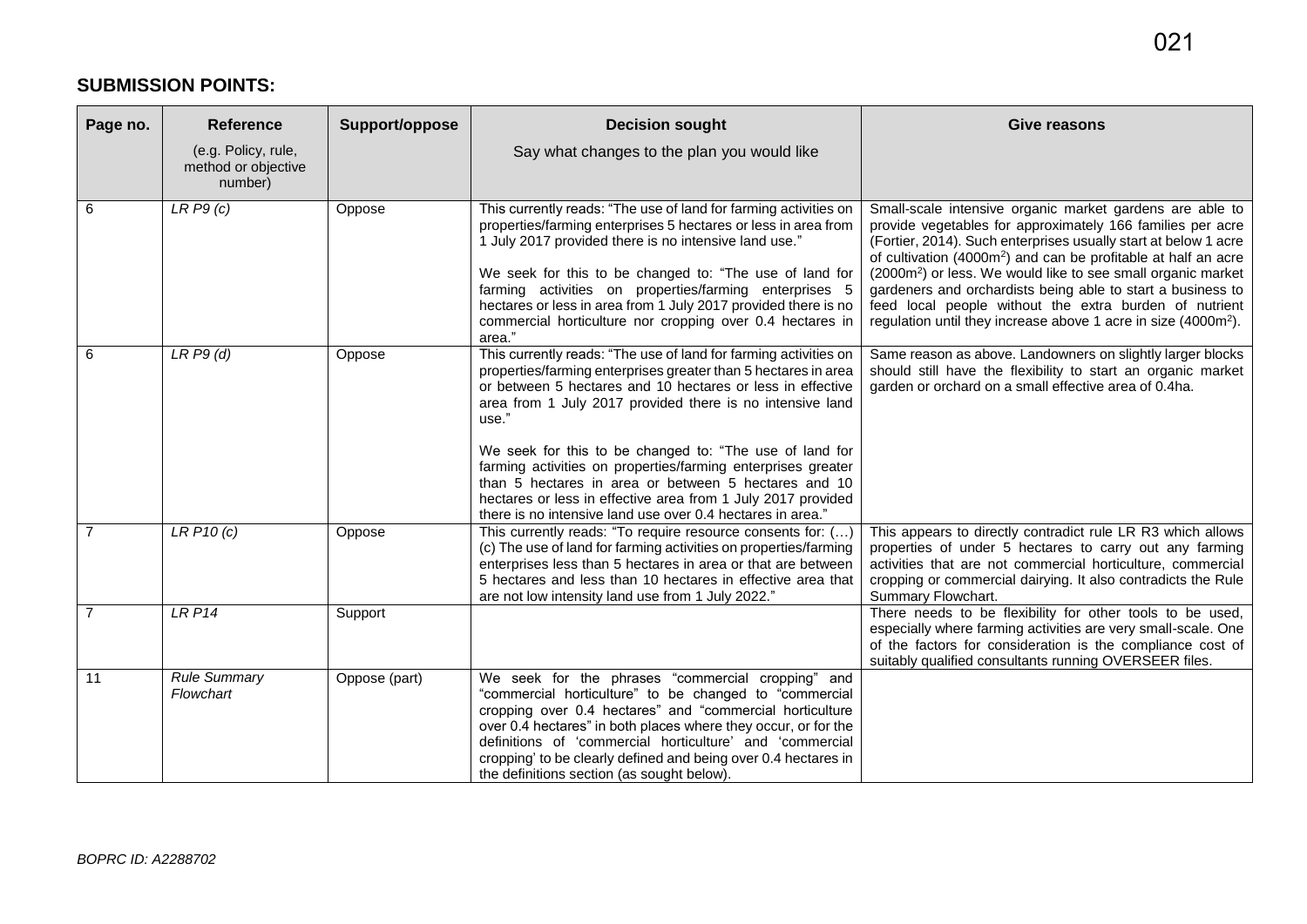## SUBMISSION POINTS:

| Page no. | Reference<br>(e.g. Policy, rule, method or objective number) | Support/oppose | Decision sought<br>Say what changes to the plan you would like | Give reasons |
|---|---|---|---|---|
| 6 | *LR P9 (c)* | Oppose | This currently reads: "The use of land for farming activities on properties/farming enterprises 5 hectares or less in area from 1 July 2017 provided there is no intensive land use."<br><br>We seek for this to be changed to: "The use of land for farming activities on properties/farming enterprises 5 hectares or less in area from 1 July 2017 provided there is no commercial horticulture nor cropping over 0.4 hectares in area." | Small-scale intensive organic market gardens are able to provide vegetables for approximately 166 families per acre (Fortier, 2014). Such enterprises usually start at below 1 acre of cultivation (4000m$^2$) and can be profitable at half an acre (2000m$^2$) or less. We would like to see small organic market gardeners and orchardists being able to start a business to feed local people without the extra burden of nutrient regulation until they increase above 1 acre in size (4000m$^2$). |
| 6 | *LR P9 (d)* | Oppose | This currently reads: "The use of land for farming activities on properties/farming enterprises greater than 5 hectares in area or between 5 hectares and 10 hectares or less in effective area from 1 July 2017 provided there is no intensive land use."<br><br>We seek for this to be changed to: "The use of land for farming activities on properties/farming enterprises greater than 5 hectares in area or between 5 hectares and 10 hectares or less in effective area from 1 July 2017 provided there is no intensive land use over 0.4 hectares in area." | Same reason as above. Landowners on slightly larger blocks should still have the flexibility to start an organic market garden or orchard on a small effective area of 0.4ha. |
| 7 | *LR P10 (c)* | Oppose | This currently reads: "To require resource consents for: (…) (c) The use of land for farming activities on properties/farming enterprises less than 5 hectares in area or that are between 5 hectares and less than 10 hectares in effective area that are not low intensity land use from 1 July 2022." | This appears to directly contradict rule LR R3 which allows properties of under 5 hectares to carry out any farming activities that are not commercial horticulture, commercial cropping or commercial dairying. It also contradicts the Rule Summary Flowchart. |
| 7 | *LR P14* | Support | | There needs to be flexibility for other tools to be used, especially where farming activities are very small-scale. One of the factors for consideration is the compliance cost of suitably qualified consultants running OVERSEER files. |
| 11 | *Rule Summary Flowchart* | Oppose (part) | We seek for the phrases "commercial cropping" and "commercial horticulture" to be changed to "commercial cropping over 0.4 hectares" and "commercial horticulture over 0.4 hectares" in both places where they occur, or for the definitions of 'commercial horticulture' and 'commercial cropping' to be clearly defined and being over 0.4 hectares in the definitions section (as sought below). | |

*BOPRC ID: A2288702*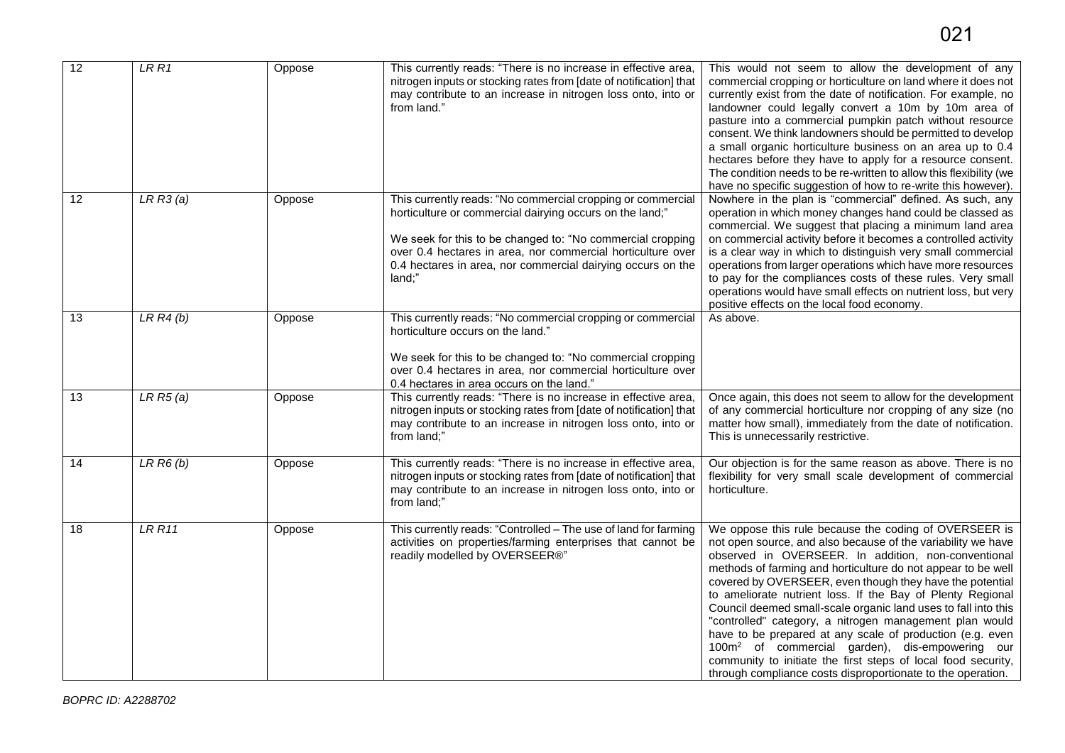| 12 | *LR R1* | Oppose | This currently reads: "There is no increase in effective area, nitrogen inputs or stocking rates from [date of notification] that may contribute to an increase in nitrogen loss onto, into or from land." | This would not seem to allow the development of any commercial cropping or horticulture on land where it does not currently exist from the date of notification. For example, no landowner could legally convert a 10m by 10m area of pasture into a commercial pumpkin patch without resource consent. We think landowners should be permitted to develop a small organic horticulture business on an area up to 0.4 hectares before they have to apply for a resource consent. The condition needs to be re-written to allow this flexibility (we have no specific suggestion of how to re-write this however). |
|---|---|---|---|---|
| 12 | *LR R3 (a)* | Oppose | This currently reads: "No commercial cropping or commercial horticulture or commercial dairying occurs on the land;"<br><br>We seek for this to be changed to: "No commercial cropping over 0.4 hectares in area, nor commercial horticulture over 0.4 hectares in area, nor commercial dairying occurs on the land;" | Nowhere in the plan is "commercial" defined. As such, any operation in which money changes hand could be classed as commercial. We suggest that placing a minimum land area on commercial activity before it becomes a controlled activity is a clear way in which to distinguish very small commercial operations from larger operations which have more resources to pay for the compliances costs of these rules. Very small operations would have small effects on nutrient loss, but very positive effects on the local food economy. |
| 13 | *LR R4 (b)* | Oppose | This currently reads: "No commercial cropping or commercial horticulture occurs on the land."<br><br>We seek for this to be changed to: "No commercial cropping over 0.4 hectares in area, nor commercial horticulture over 0.4 hectares in area occurs on the land." | As above. |
| 13 | *LR R5 (a)* | Oppose | This currently reads: "There is no increase in effective area, nitrogen inputs or stocking rates from [date of notification] that may contribute to an increase in nitrogen loss onto, into or from land;" | Once again, this does not seem to allow for the development of any commercial horticulture nor cropping of any size (no matter how small), immediately from the date of notification. This is unnecessarily restrictive. |
| 14 | *LR R6 (b)* | Oppose | This currently reads: "There is no increase in effective area, nitrogen inputs or stocking rates from [date of notification] that may contribute to an increase in nitrogen loss onto, into or from land;" | Our objection is for the same reason as above. There is no flexibility for very small scale development of commercial horticulture. |
| 18 | *LR R11* | Oppose | This currently reads: "Controlled – The use of land for farming activities on properties/farming enterprises that cannot be readily modelled by OVERSEER®" | We oppose this rule because the coding of OVERSEER is not open source, and also because of the variability we have observed in OVERSEER. In addition, non-conventional methods of farming and horticulture do not appear to be well covered by OVERSEER, even though they have the potential to ameliorate nutrient loss. If the Bay of Plenty Regional Council deemed small-scale organic land uses to fall into this "controlled" category, a nitrogen management plan would have to be prepared at any scale of production (e.g. even $100m^2$ of commercial garden), dis-empowering our community to initiate the first steps of local food security, through compliance costs disproportionate to the operation. |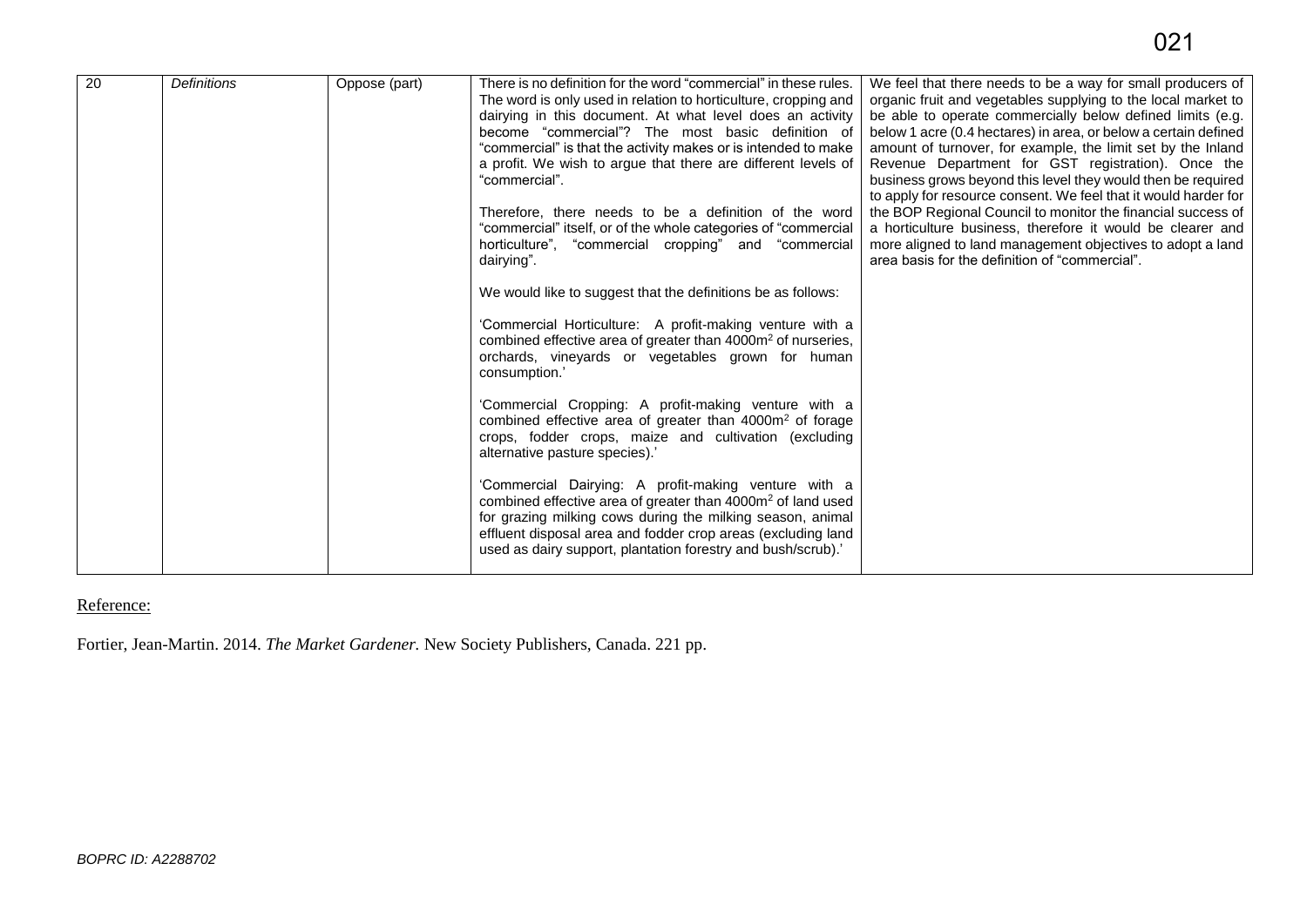| | | | | |
|---|---|---|---|---|
| 20 | *Definitions* | Oppose (part) | There is no definition for the word "commercial" in these rules. The word is only used in relation to horticulture, cropping and dairying in this document. At what level does an activity become "commercial"? The most basic definition of "commercial" is that the activity makes or is intended to make a profit. We wish to argue that there are different levels of "commercial".<br><br>Therefore, there needs to be a definition of the word "commercial" itself, or of the whole categories of "commercial horticulture", "commercial cropping" and "commercial dairying".<br><br>We would like to suggest that the definitions be as follows:<br><br>'Commercial Horticulture: A profit-making venture with a combined effective area of greater than 4000m$^2$ of nurseries, orchards, vineyards or vegetables grown for human consumption.'<br><br>'Commercial Cropping: A profit-making venture with a combined effective area of greater than 4000m$^2$ of forage crops, fodder crops, maize and cultivation (excluding alternative pasture species).'<br><br>'Commercial Dairying: A profit-making venture with a combined effective area of greater than 4000m$^2$ of land used for grazing milking cows during the milking season, animal effluent disposal area and fodder crop areas (excluding land used as dairy support, plantation forestry and bush/scrub).' | We feel that there needs to be a way for small producers of organic fruit and vegetables supplying to the local market to be able to operate commercially below defined limits (e.g. below 1 acre (0.4 hectares) in area, or below a certain defined amount of turnover, for example, the limit set by the Inland Revenue Department for GST registration). Once the business grows beyond this level they would then be required to apply for resource consent. We feel that it would harder for the BOP Regional Council to monitor the financial success of a horticulture business, therefore it would be clearer and more aligned to land management objectives to adopt a land area basis for the definition of "commercial". |

Reference:

Fortier, Jean-Martin. 2014. *The Market Gardener.* New Society Publishers, Canada. 221 pp.